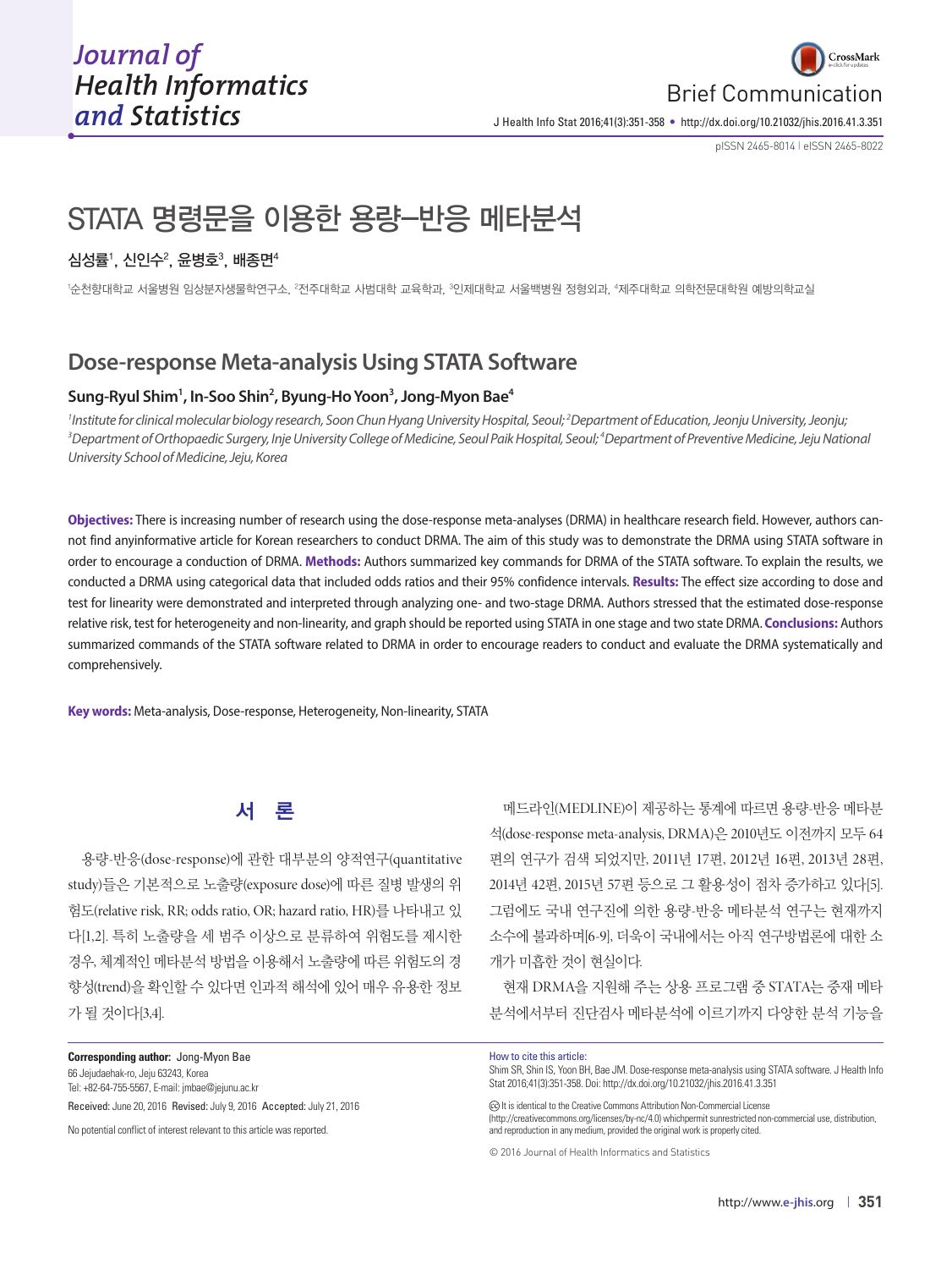# STATA 명령문을 이용한 용량–반응 메타분석

**심성률[1], 신인수[2], 윤병호[3], 배종면[4]**

[1]순천향대학교 서울병원 임상분자생물학연구소, [2]전주대학교 사범대학 교육학과, [3]인제대학교 서울백병원 정형외과, [4]제주대학교 의학전문대학원 예방의학교실

## Dose-response Meta-analysis Using STATA Software

**Sung-Ryul Shim[1], In-Soo Shin[2], Byung-Ho Yoon[3], Jong-Myon Bae[4]**

*[1]Institute for clinical molecular biology research, Soon Chun Hyang University Hospital, Seoul; [2]Department of Education, Jeonju University, Jeonju; [3]Department of Orthopaedic Surgery, Inje University College of Medicine, Seoul Paik Hospital, Seoul; [4]Department of Preventive Medicine, Jeju National University School of Medicine, Jeju, Korea*

**Objectives:** There is increasing number of research using the dose-response meta-analyses (DRMA) in healthcare research field. However, authors cannot find anyinformative article for Korean researchers to conduct DRMA. The aim of this study was to demonstrate the DRMA using STATA software in order to encourage a conduction of DRMA. **Methods:** Authors summarized key commands for DRMA of the STATA software. To explain the results, we conducted a DRMA using categorical data that included odds ratios and their 95% confidence intervals. **Results:** The effect size according to dose and test for linearity were demonstrated and interpreted through analyzing one- and two-stage DRMA. Authors stressed that the estimated dose-response relative risk, test for heterogeneity and non-linearity, and graph should be reported using STATA in one stage and two state DRMA. **Conclusions:** Authors summarized commands of the STATA software related to DRMA in order to encourage readers to conduct and evaluate the DRMA systematically and comprehensively.

**Key words:** Meta-analysis, Dose-response, Heterogeneity, Non-linearity, STATA

## 서 론

용량-반응(dose-response)에 관한 대부분의 양적연구(quantitative study)들은 기본적으로 노출량(exposure dose)에 따른 질병 발생의 위험도(relative risk, RR; odds ratio, OR; hazard ratio, HR)를 나타내고 있다[1,2]. 특히 노출량을 세 범주 이상으로 분류하여 위험도를 제시한 경우, 체계적인 메타분석 방법을 이용해서 노출량에 따른 위험도의 경향성(trend)을 확인할 수 있다면 인과적 해석에 있어 매우 유용한 정보가 될 것이다[3,4].

메드라인(MEDLINE)이 제공하는 통계에 따르면 용량-반응 메타분석(dose-response meta-analysis, DRMA)은 2010년도 이전까지 모두 64편의 연구가 검색 되었지만, 2011년 17편, 2012년 16편, 2013년 28편, 2014년 42편, 2015년 57편 등으로 그 활용성이 점차 증가하고 있다[5]. 그럼에도 국내 연구진에 의한 용량-반응 메타분석 연구는 현재까지 소수에 불과하며[6-9], 더욱이 국내에서는 아직 연구방법론에 대한 소개가 미흡한 것이 현실이다.

현재 DRMA을 지원해 주는 상용 프로그램 중 STATA는 중재 메타분석에서부터 진단검사 메타분석에 이르기까지 다양한 분석 기능을

**Corresponding author:** Jong-Myon Bae
66 Jejudaehak-ro, Jeju 63243, Korea
Tel: +82-64-755-5567, E-mail: jmbae@jejunu.ac.kr

Received: June 20, 2016 Revised: July 9, 2016 Accepted: July 21, 2016

No potential conflict of interest relevant to this article was reported.

How to cite this article:
Shim SR, Shin IS, Yoon BH, Bae JM. Dose-response meta-analysis using STATA software. J Health Info Stat 2016;41(3):351-358. Doi: http://dx.doi.org/10.21032/jhis.2016.41.3.351

It is identical to the Creative Commons Attribution Non-Commercial License (http://creativecommons.org/licenses/by-nc/4.0) whichpermit sunrestricted non-commercial use, distribution, and reproduction in any medium, provided the original work is properly cited.

© 2016 Journal of Health Informatics and Statistics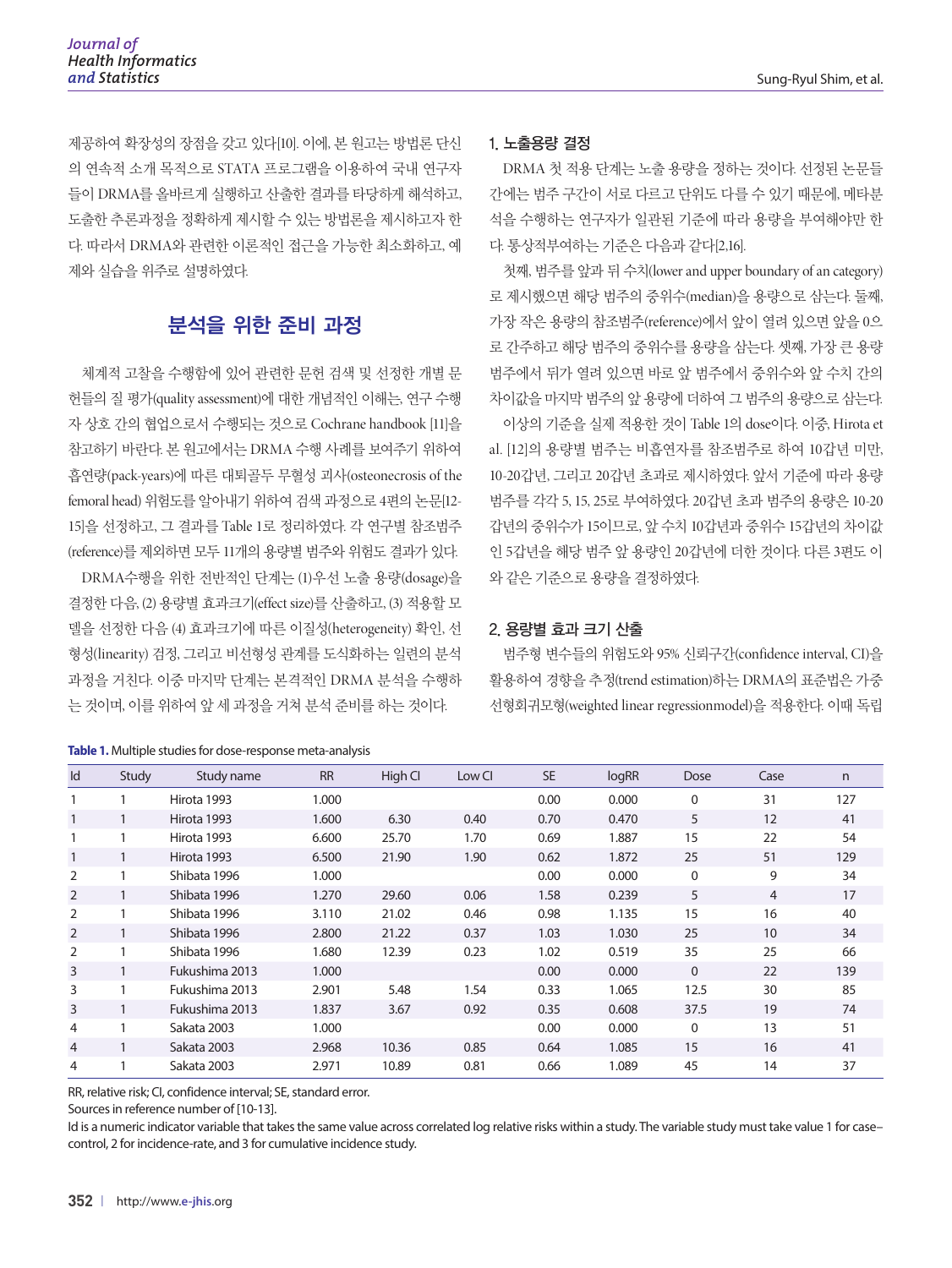제공하여 확장성의 장점을 갖고 있다[10]. 이에, 본 원고는 방법론 단신의 연속적 소개 목적으로 STATA 프로그램을 이용하여 국내 연구자들이 DRMA를 올바르게 실행하고 산출한 결과를 타당하게 해석하고, 도출한 추론과정을 정확하게 제시할 수 있는 방법론을 제시하고자 한다. 따라서 DRMA와 관련한 이론적인 접근을 가능한 최소화하고, 예제와 실습을 위주로 설명하였다.

## 분석을 위한 준비 과정

체계적 고찰을 수행함에 있어 관련한 문헌 검색 및 선정한 개별 문헌들의 질 평가(quality assessment)에 대한 개념적인 이해는, 연구 수행자 상호 간의 협업으로서 수행되는 것으로 Cochrane handbook [11]을 참고하기 바란다. 본 원고에서는 DRMA 수행 사례를 보여주기 위하여 흡연량(pack-years)에 따른 대퇴골두 무혈성 괴사(osteonecrosis of the femoral head) 위험도를 알아내기 위하여 검색 과정으로 4편의 논문[12-15]을 선정하고, 그 결과를 Table 1로 정리하였다. 각 연구별 참조범주(reference)를 제외하면 모두 11개의 용량별 범주와 위험도 결과가 있다.

DRMA수행을 위한 전반적인 단계는 (1)우선 노출 용량(dosage)을 결정한 다음, (2) 용량별 효과크기(effect size)를 산출하고, (3) 적용할 모델을 선정한 다음 (4) 효과크기에 따른 이질성(heterogeneity) 확인, 선형성(linearity) 검정, 그리고 비선형성 관계를 도식화하는 일련의 분석 과정을 거친다. 이중 마지막 단계는 본격적인 DRMA 분석을 수행하는 것이며, 이를 위하여 앞 세 과정을 거쳐 분석 준비를 하는 것이다.

### 1. 노출용량 결정

DRMA 첫 적용 단계는 노출 용량을 정하는 것이다. 선정된 논문들 간에는 범주 구간이 서로 다르고 단위도 다를 수 있기 때문에, 메타분석을 수행하는 연구자가 일관된 기준에 따라 용량을 부여해야만 한다. 통상적부여하는 기준은 다음과 같다[2,16].

첫째, 범주를 앞과 뒤 수치(lower and upper boundary of an category)로 제시했으면 해당 범주의 중위수(median)을 용량으로 삼는다. 둘째, 가장 작은 용량의 참조범주(reference)에서 앞이 열려 있으면 앞을 0으로 간주하고 해당 범주의 중위수를 용량을 삼는다. 셋째, 가장 큰 용량 범주에서 뒤가 열려 있으면 바로 앞 범주에서 중위수와 앞 수치 간의 차이값을 마지막 범주의 앞 용량에 더하여 그 범주의 용량으로 삼는다.

이상의 기준을 실제 적용한 것이 Table 1의 dose이다. 이중, Hirota et al. [12]의 용량별 범주는 비흡연자를 참조범주로 하여 10갑년 미만, 10-20갑년, 그리고 20갑년 초과로 제시하였다. 앞서 기준에 따라 용량 범주를 각각 5, 15, 25로 부여하였다. 20갑년 초과 범주의 용량은 10-20갑년의 중위수가 15이므로, 앞 수치 10갑년과 중위수 15갑년의 차이값인 5갑년을 해당 범주 앞 용량인 20갑년에 더한 것이다. 다른 3편도 이와 같은 기준으로 용량을 결정하였다.

### 2. 용량별 효과 크기 산출

범주형 변수들의 위험도와 95% 신뢰구간(confidence interval, CI)을 활용하여 경향을 추정(trend estimation)하는 DRMA의 표준법은 가중선형회귀모형(weighted linear regressionmodel)을 적용한다. 이때 독립

**Table 1.** Multiple studies for dose-response meta-analysis

| Id | Study | Study name | RR | High CI | Low CI | SE | logRR | Dose | Case | n |
|---|---|---|---|---|---|---|---|---|---|---|
| 1 | 1 | Hirota 1993 | 1.000 | | | 0.00 | 0.000 | 0 | 31 | 127 |
| 1 | 1 | Hirota 1993 | 1.600 | 6.30 | 0.40 | 0.70 | 0.470 | 5 | 12 | 41 |
| 1 | 1 | Hirota 1993 | 6.600 | 25.70 | 1.70 | 0.69 | 1.887 | 15 | 22 | 54 |
| 1 | 1 | Hirota 1993 | 6.500 | 21.90 | 1.90 | 0.62 | 1.872 | 25 | 51 | 129 |
| 2 | 1 | Shibata 1996 | 1.000 | | | 0.00 | 0.000 | 0 | 9 | 34 |
| 2 | 1 | Shibata 1996 | 1.270 | 29.60 | 0.06 | 1.58 | 0.239 | 5 | 4 | 17 |
| 2 | 1 | Shibata 1996 | 3.110 | 21.02 | 0.46 | 0.98 | 1.135 | 15 | 16 | 40 |
| 2 | 1 | Shibata 1996 | 2.800 | 21.22 | 0.37 | 1.03 | 1.030 | 25 | 10 | 34 |
| 2 | 1 | Shibata 1996 | 1.680 | 12.39 | 0.23 | 1.02 | 0.519 | 35 | 25 | 66 |
| 3 | 1 | Fukushima 2013 | 1.000 | | | 0.00 | 0.000 | 0 | 22 | 139 |
| 3 | 1 | Fukushima 2013 | 2.901 | 5.48 | 1.54 | 0.33 | 1.065 | 12.5 | 30 | 85 |
| 3 | 1 | Fukushima 2013 | 1.837 | 3.67 | 0.92 | 0.35 | 0.608 | 37.5 | 19 | 74 |
| 4 | 1 | Sakata 2003 | 1.000 | | | 0.00 | 0.000 | 0 | 13 | 51 |
| 4 | 1 | Sakata 2003 | 2.968 | 10.36 | 0.85 | 0.64 | 1.085 | 15 | 16 | 41 |
| 4 | 1 | Sakata 2003 | 2.971 | 10.89 | 0.81 | 0.66 | 1.089 | 45 | 14 | 37 |

RR, relative risk; CI, confidence interval; SE, standard error.

Sources in reference number of [10-13].

Id is a numeric indicator variable that takes the same value across correlated log relative risks within a study. The variable study must take value 1 for case–control, 2 for incidence-rate, and 3 for cumulative incidence study.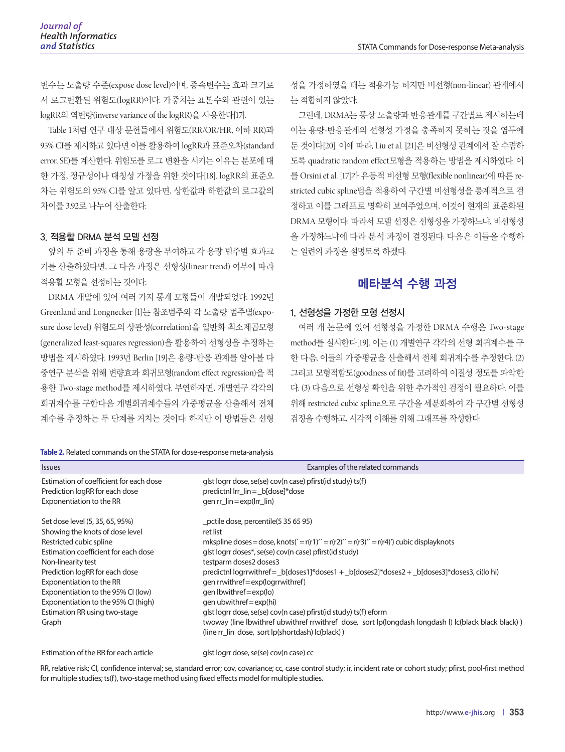변수는 노출량 수준(expose dose level)이며, 종속변수는 효과 크기로서 로그변환된 위험도(logRR)이다. 가중치는 표본수와 관련이 있는 logRR의 역변량(inverse variance of the logRR)을 사용한다[17].

Table 1처럼 연구 대상 문헌들에서 위험도(RR/OR/HR, 이하 RR)과 95% CI를 제시하고 있다면 이를 활용하여 logRR과 표준오차(standard error, SE)를 계산한다. 위험도를 로그 변환을 시키는 이유는 분포에 대한 가정, 정규성이나 대칭성 가정을 위한 것이다[18]. logRR의 표준오차는 위험도의 95% CI를 알고 있다면, 상한값과 하한값의 로그값의 차이를 3.92로 나누어 산출한다.

### 3. 적용할 DRMA 분석 모델 선정

앞의 두 준비 과정을 통해 용량을 부여하고 각 용량 범주별 효과크기를 산출하였다면, 그 다음 과정은 선형성(linear trend) 여부에 따라 적용할 모형을 선정하는 것이다.

DRMA 개발에 있어 여러 가지 통계 모형들이 개발되었다. 1992년 Greenland and Longnecker [1]는 참조범주와 각 노출량 범주별(exposure dose level) 위험도의 상관성(correlation)을 일반화 최소제곱모형(generalized least-squares regression)을 활용하여 선형성을 추정하는 방법을 제시하였다. 1993년 Berlin [19]은 용량-반응 관계를 알아볼 다중연구 분석을 위해 변량효과 회귀모형(random effect regression)을 적용한 Two-stage method를 제시하였다. 부연하자면, 개별연구 각각의 회귀계수를 구한다음 개별회귀계수들의 가중평균을 산출해서 전체 계수를 추정하는 두 단계를 거치는 것이다. 하지만 이 방법들은 선형성을 가정하였을 때는 적용가능 하지만 비선형(non-linear) 관계에서는 적합하지 않았다.

그런데, DRMA는 통상 노출량과 반응관계를 구간별로 제시하는데 이는 용량-반응관계의 선형성 가정을 충족하지 못하는 것을 염두에 둔 것이다[20]. 이에 따라, Liu et al. [21]은 비선형성 관계에서 잘 수렴하도록 quadratic random effect모형을 적용하는 방법을 제시하였다. 이를 Orsini et al. [17]가 유동적 비선형 모형(flexible nonlinear)에 따른 restricted cubic spline법을 적용하여 구간별 비선형성을 통계적으로 검정하고 이를 그래프로 명확히 보여주었으며, 이것이 현재의 표준화된 DRMA 모형이다. 따라서 모델 선정은 선형성을 가정하느냐, 비선형성을 가정하느냐에 따라 분석 과정이 결정된다. 다음은 이들을 수행하는 일련의 과정을 설명토록 하겠다.

## 메타분석 수행 과정

### 1. 선형성을 가정한 모형 선정시

여러 개 논문에 있어 선형성을 가정한 DRMA 수행은 Two-stage method를 실시한다[19]. 이는 (1) 개별연구 각각의 선형 회귀계수를 구한 다음, 이들의 가중평균을 산출해서 전체 회귀계수를 추정한다. (2) 그리고 모형적합도(goodness of fit)를 고려하여 이질성 정도를 파악한다. (3) 다음으로 선형성 확인을 위한 추가적인 검정이 필요하다. 이를 위해 restricted cubic spline으로 구간을 세분화하여 각 구간별 선형성 검정을 수행하고, 시각적 이해를 위해 그래프를 작성한다.

**Table 2.** Related commands on the STATA for dose-response meta-analysis

| Issues | Examples of the related commands |
|---|---|
| Estimation of coefficient for each dose | glst logrr dose, se(se) cov(n case) pfirst(id study) ts(f) |
| Prediction logRR for each dose | predictnl lrr_lin=_b[dose]*dose |
| Exponentiation to the RR | gen rr_lin=exp(lrr_lin) |
| | |
| Set dose level (5, 35, 65, 95%) | _pctile dose, percentile(5 35 65 95) |
| Showing the knots of dose level | ret list |
| Restricted cubic spline | mkspline doses=dose, knots(`=r(r1)'`=r(r2)'`=r(r3)'`=r(r4)') cubic displayknots |
| Estimation coefficient for each dose | glst logrr doses*, se(se) cov(n case) pfirst(id study) |
| Non-linearity test | testparm doses2 doses3 |
| Prediction logRR for each dose | predictnl logrrwithref=_b[doses1]*doses1+_b[doses2]*doses2+_b[doses3]*doses3, ci(lo hi) |
| Exponentiation to the RR | gen rrwithref=exp(logrrwithref) |
| Exponentiation to the 95% CI (low) | gen lbwithref=exp(lo) |
| Exponentiation to the 95% CI (high) | gen ubwithref=exp(hi) |
| Estimation RR using two-stage | glst logrr dose, se(se) cov(n case) pfirst(id study) ts(f) eform |
| Graph | twoway (line lbwithref ubwithref rrwithref dose, sort lp(longdash longdash l) lc(black black black) ) (line rr_lin dose, sort lp(shortdash) lc(black) ) |
| | |
| Estimation of the RR for each article | glst logrr dose, se(se) cov(n case) cc |

RR, relative risk; CI, confidence interval; se, standard error; cov, covariance; cc, case control study; ir, incident rate or cohort study; pfirst, pool-first method for multiple studies; ts(f), two-stage method using fixed effects model for multiple studies.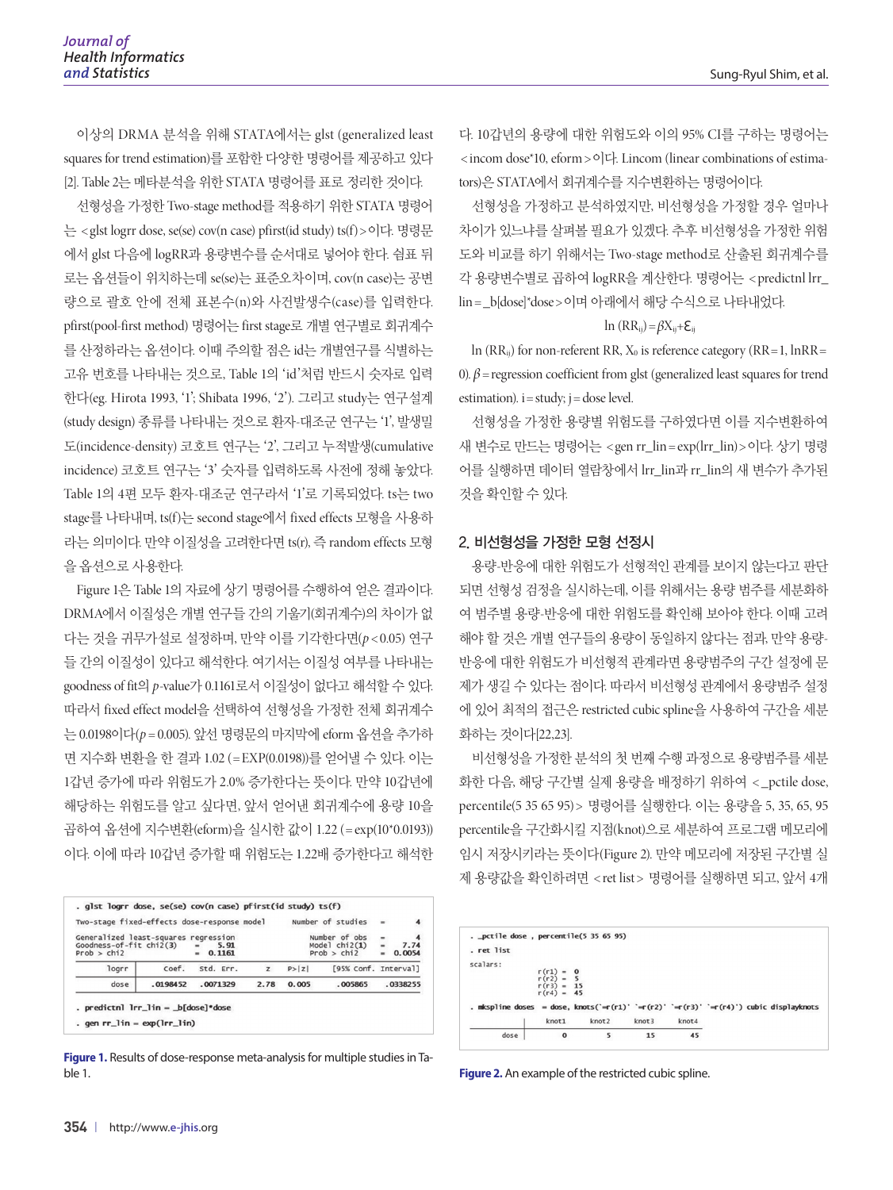이상의 DRMA 분석을 위해 STATA에서는 glst (generalized least squares for trend estimation)를 포함한 다양한 명령어를 제공하고 있다[2]. Table 2는 메타분석을 위한 STATA 명령어를 표로 정리한 것이다.

선형성을 가정한 Two-stage method를 적용하기 위한 STATA 명령어는 <glst logrr dose, se(se) cov(n case) pfirst(id study) ts(f)>이다. 명령문에서 glst 다음에 logRR과 용량변수를 순서대로 넣어야 한다. 쉼표 뒤로는 옵션들이 위치하는데 se(se)는 표준오차이며, cov(n case)는 공변량으로 괄호 안에 전체 표본수(n)와 사건발생수(case)를 입력한다. pfirst(pool-first method) 명령어는 first stage로 개별 연구별로 회귀계수를 산정하라는 옵션이다. 이때 주의할 점은 id는 개별연구를 식별하는 고유 번호를 나타내는 것으로, Table 1의 'id'처럼 반드시 숫자로 입력한다(eg. Hirota 1993, '1'; Shibata 1996, '2'). 그리고 study는 연구설계(study design) 종류를 나타내는 것으로 환자-대조군 연구는 '1', 발생밀도(incidence-density) 코호트 연구는 '2', 그리고 누적발생(cumulative incidence) 코호트 연구는 '3' 숫자를 입력하도록 사전에 정해 놓았다. Table 1의 4편 모두 환자-대조군 연구라서 '1'로 기록되었다. ts는 two stage를 나타내며, ts(f)는 second stage에서 fixed effects 모형을 사용하라는 의미이다. 만약 이질성을 고려한다면 ts(r), 즉 random effects 모형을 옵션으로 사용한다.

Figure 1은 Table 1의 자료에 상기 명령어를 수행하여 얻은 결과이다. DRMA에서 이질성은 개별 연구들 간의 기울기(회귀계수)의 차이가 없다는 것을 귀무가설로 설정하며, 만약 이를 기각한다면($p<0.05$) 연구들 간의 이질성이 있다고 해석한다. 여기서는 이질성 여부를 나타내는 goodness of fit의 $p$-value가 0.1161로서 이질성이 없다고 해석할 수 있다. 따라서 fixed effect model을 선택하여 선형성을 가정한 전체 회귀계수는 0.0198이다($p=0.005$). 앞선 명령문의 마지막에 eform 옵션을 추가하면 지수화 변환을 한 결과 1.02 (=EXP(0.0198))를 얻어낼 수 있다. 이는 1갑년 증가에 따라 위험도가 2.0% 증가한다는 뜻이다. 만약 10갑년에 해당하는 위험도를 알고 싶다면, 앞서 얻어낸 회귀계수에 용량 10을 곱하여 옵션에 지수변환(eform)을 실시한 값이 1.22 (=exp(10*0.0193))이다. 이에 따라 10갑년 증가할 때 위험도는 1.22배 증가한다고 해석한다. 10갑년의 용량에 대한 위험도와 이의 95% CI를 구하는 명령어는 <incom dose*10, eform>이다. Lincom (linear combinations of estimators)은 STATA에서 회귀계수를 지수변환하는 명령어이다.

```
. glst logrr dose, se(se) cov(n case) pfirst(id study) ts(f)

Two-stage fixed-effects dose-response model        Number of studies   =        4

Generalized least-squares regression               Number of obs       =        4
Goodness-of-fit chi2(3)    =     5.91              Model chi2(1)       =     7.74
Prob > chi2                =   0.1161              Prob > chi2         =   0.0054

       logrr |      Coef.   Std. Err.      z    P>|z|     [95% Conf. Interval]
-------------+----------------------------------------------------------------
        dose |   .0198452   .0071329     2.78   0.005      .005865    .0338255

. predictnl lrr_lin = _b[dose]*dose

. gen rr_lin = exp(lrr_lin)
```

**Figure 1.** Results of dose-response meta-analysis for multiple studies in Table 1.

선형성을 가정하고 분석하였지만, 비선형성을 가정할 경우 얼마나 차이가 있느냐를 살펴볼 필요가 있겠다. 추후 비선형성을 가정한 위험도와 비교를 하기 위해서는 Two-stage method로 산출된 회귀계수를 각 용량변수별로 곱하여 logRR을 계산한다. 명령어는 <predictnl lrr_lin=_b[dose]*dose>이며 아래에서 해당 수식으로 나타내었다.

$$\ln (RR_{ij}) = \beta X_{ij} + \varepsilon_{ij}$$

$\ln (RR_{ij})$ for non-referent RR, $X_0$ is reference category (RR=1, lnRR=0). $\beta$=regression coefficient from glst (generalized least squares for trend estimation). i=study; j=dose level.

선형성을 가정한 용량별 위험도를 구하였다면 이를 지수변환하여 새 변수로 만드는 명령어는 <gen rr_lin=exp(lrr_lin)>이다. 상기 명령어를 실행하면 데이터 열람창에서 lrr_lin과 rr_lin의 새 변수가 추가된 것을 확인할 수 있다.

## 2. 비선형성을 가정한 모형 선정시

용량-반응에 대한 위험도가 선형적인 관계를 보이지 않는다고 판단되면 선형성 검정을 실시하는데, 이를 위해서는 용량 범주를 세분화하여 범주별 용량-반응에 대한 위험도를 확인해 보아야 한다. 이때 고려해야 할 것은 개별 연구들의 용량이 동일하지 않다는 점과, 만약 용량-반응에 대한 위험도가 비선형적 관계라면 용량범주의 구간 설정에 문제가 생길 수 있다는 점이다. 따라서 비선형성 관계에서 용량범주 설정에 있어 최적의 접근은 restricted cubic spline을 사용하여 구간을 세분화하는 것이다[22,23].

비선형성을 가정한 분석의 첫 번째 수행 과정으로 용량범주를 세분화한 다음, 해당 구간별 실제 용량을 배정하기 위하여 <_pctile dose, percentile(5 35 65 95)> 명령어를 실행한다. 이는 용량을 5, 35, 65, 95 percentile을 구간화시킬 지점(knot)으로 세분하여 프로그램 메모리에 임시 저장시키라는 뜻이다(Figure 2). 만약 메모리에 저장된 구간별 실제 용량값을 확인하려면 <ret list> 명령어를 실행하면 되고, 앞서 4개

```
. _pctile dose , percentile(5 35 65 95)

. ret list

scalars:
                  r(r1) =  0
                  r(r2) =  5
                  r(r3) =  15
                  r(r4) =  45

. mkspline doses = dose, knots(`=r(r1)' `=r(r2)' `=r(r3)' `=r(r4)') cubic displayknots

             |     knot1      knot2      knot3      knot4
-------------+--------------------------------------------
        dose |         0          5         15         45
```

**Figure 2.** An example of the restricted cubic spline.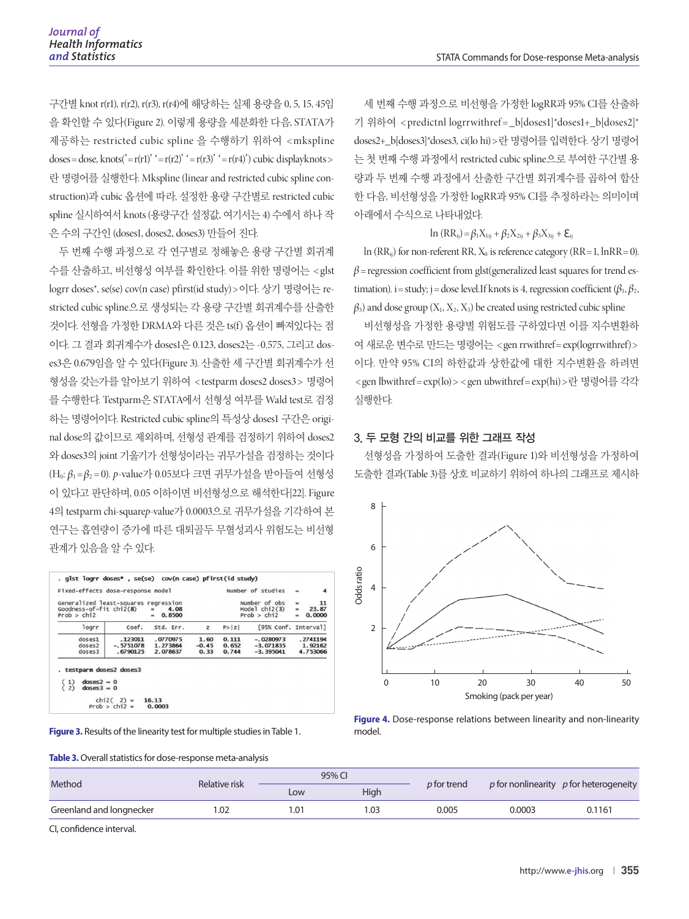구간별 knot r(r1), r(r2), r(r3), r(r4)에 해당하는 실제 용량을 0, 5, 15, 45임을 확인할 수 있다(Figure 2). 이렇게 용량을 세분화한 다음, STATA가 제공하는 restricted cubic spline 을 수행하기 위하여 <mkspline doses=dose, knots(`=r(r1)' `=r(r2)' `=r(r3)' `=r(r4)') cubic displayknots>란 명령어를 실행한다. Mkspline (linear and restricted cubic spline construction)과 cubic 옵션에 따라, 설정한 용량 구간별로 restricted cubic spline 실시하여서 knots (용량구간 설정값, 여기서는 4) 수에서 하나 작은 수의 구간인 (doses1, doses2, doses3) 만들어 진다.

두 번째 수행 과정으로 각 연구별로 정해놓은 용량 구간별 회귀계수를 산출하고, 비선형성 여부를 확인한다. 이를 위한 명령어는 <glst logrr doses*, se(se) cov(n case) pfirst(id study)>이다. 상기 명령어는 restricted cubic spline으로 생성되는 각 용량 구간별 회귀계수를 산출한 것이다. 선형을 가정한 DRMA와 다른 것은 ts(f) 옵션이 빠져있다는 점이다. 그 결과 회귀계수가 doses1은 0.123, doses2는 -0.575, 그리고 doses3은 0.679임을 알 수 있다(Figure 3). 산출한 세 구간별 회귀계수가 선형성을 갖는가를 알아보기 위하여 <testparm doses2 doses3> 명령어를 수행한다. Testparm은 STATA에서 선형성 여부를 Wald test로 검정하는 명령어이다. Restricted cubic spline의 특성상 doses1 구간은 original dose의 값이므로 제외하며, 선형성 관계를 검정하기 위하여 doses2와 doses3의 joint 기울기가 선형성이라는 귀무가설을 검정하는 것이다 ($H_0$: $\beta_1=\beta_2=0$). $p$-value가 0.05보다 크면 귀무가설을 받아들여 선형성이 있다고 판단하며, 0.05 이하이면 비선형성으로 해석한다[22]. Figure 4의 testparm chi-square$p$-value가 0.0003으로 귀무가설을 기각하여 본 연구는 흡연량이 증가에 따른 대퇴골두 무혈성괴사 위험도는 비선형 관계가 있음을 알 수 있다.

```
. glst logrr doses* , se(se)  cov(n case) pfirst(id study)

Fixed-effects dose-response model                 Number of studies   =      4

Generalized least-squares regression             Number of obs       =     11
Goodness-of-fit chi2(8)    =    4.08              Model chi2(3)       =  23.87
Prob > chi2                =  0.8500              Prob > chi2         = 0.0000

       logrr |      Coef.   Std. Err.      z    P>|z|     [95% Conf. Interval]
-------------+----------------------------------------------------------------
      doses1 |    .123011   .0770975     1.60   0.111    -.0280973    .2741194
      doses2 |  -.5751078   1.273864    -0.45   0.652    -3.071835     1.92162
      doses3 |   .6790125   2.078637     0.33   0.744    -3.395041    4.753066

. testparm doses2 doses3

 ( 1)  doses2 = 0
 ( 2)  doses3 = 0

           chi2(  2) =   16.13
         Prob > chi2 =    0.0003
```

**Figure 3.** Results of the linearity test for multiple studies in Table 1.

세 번째 수행 과정으로 비선형을 가정한 logRR과 95% CI를 산출하기 위하여 <predictnl logrrwithref=_b[doses1]*doses1+_b[doses2]*doses2+_b[doses3]*doses3, ci(lo hi)>란 명령어를 입력한다. 상기 명령어는 첫 번째 수행 과정에서 restricted cubic spline으로 부여한 구간별 용량과 두 번째 수행 과정에서 산출한 구간별 회귀계수를 곱하여 합산한 다음, 비선형성을 가정한 logRR과 95% CI를 추정하라는 의미이며 아래에서 수식으로 나타내었다.

$$\ln(RR_{ij}) = \beta_1 X_{1ij} + \beta_2 X_{2ij} + \beta_3 X_{3ij} + \varepsilon_{ij}$$

$\ln(RR_{ij})$ for non-referent RR, $X_0$ is reference category (RR=1, lnRR=0). $\beta$=regression coefficient from glst(generalized least squares for trend estimation). i=study; j=dose level.If knots is 4, regression coefficient ($\beta_1$, $\beta_2$, $\beta_3$) and dose group ($X_1$, $X_2$, $X_3$) be created using restricted cubic spline

비선형성을 가정한 용량별 위험도를 구하였다면 이를 지수변환하여 새로운 변수로 만드는 명령어는 <gen rrwithref=exp(logrrwithref)>이다. 만약 95% CI의 하한값과 상한값에 대한 지수변환을 하려면 <gen lbwithref=exp(lo)> <gen ubwithref=exp(hi)>란 명령어를 각각 실행한다.

### 3. 두 모형 간의 비교를 위한 그래프 작성

선형성을 가정하여 도출한 결과(Figure 1)와 비선형성을 가정하여 도출한 결과(Table 3)를 상호 비교하기 위하여 하나의 그래프로 제시하

**Figure 4.** Dose-response relations between linearity and non-linearity model.

**Table 3.** Overall statistics for dose-response meta-analysis

| Method | Relative risk | 95% CI | | p for trend | p for nonlinearity | p for heterogeneity |
|---|---|---|---|---|---|---|
| | | Low | High | | | |
| Greenland and longnecker | 1.02 | 1.01 | 1.03 | 0.005 | 0.0003 | 0.1161 |

CI, confidence interval.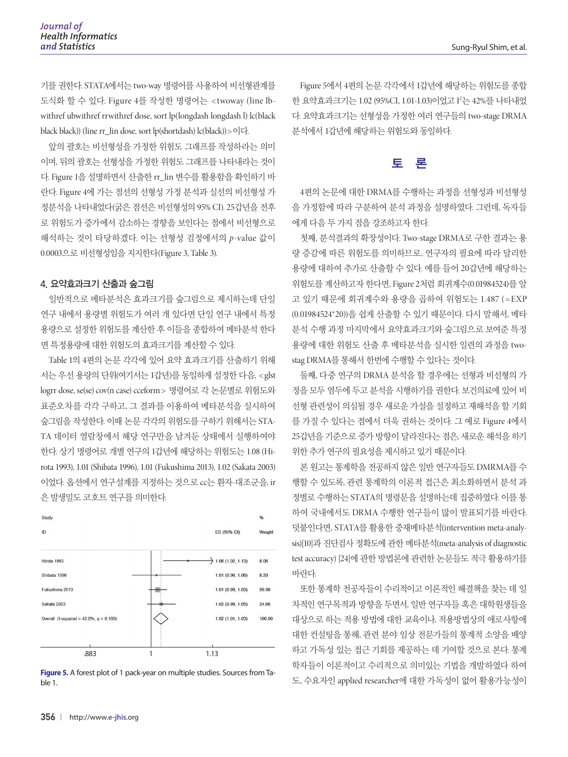기를 권한다. STATA에서는 two-way 명령어를 사용하여 비선형관계를 도식화 할 수 있다. Figure 4를 작성한 명령어는 <twoway (line lb-withref ubwithref rrwithref dose, sort lp(longdash longdash l) lc(black black black)) (line rr_lin dose, sort lp(shortdash) lc(black))>이다.

앞의 괄호는 비선형성을 가정한 위험도 그래프를 작성하라는 의미이며, 뒤의 괄호는 선형성을 가정한 위험도 그래프를 나타내라는 것이다. Figure 1을 설명하면서 산출한 rr_lin 변수를 활용함을 확인하기 바란다. Figure 4에 가는 점선의 선형성 가정 분석과 실선의 비선형성 가정분석을 나타내었다(굵은 점선은 비선형성의 95% CI). 25갑년을 전후로 위험도가 증가에서 감소하는 경향을 보인다는 점에서 비선형으로 해석하는 것이 타당하겠다. 이는 선형성 검정에서의 $p$-value 값이 0.0003으로 비선형성임을 지지한다(Figure 3, Table 3).

## 4. 요약효과크기 산출과 숲그림

일반적으로 메타분석은 효과크기를 숲그림으로 제시하는데 단일 연구 내에서 용량별 위험도가 여러 개 있다면 단일 연구 내에서 특정 용량으로 설정한 위험도를 계산한 후 이들을 종합하여 메타분석 한다면 특정용량에 대한 위험도의 효과크기를 계산할 수 있다.

Table 1의 4편의 논문 각각에 있어 요약 효과크기를 산출하기 위해서는 우선 용량의 단위(여기서는 1갑년)를 동일하게 설정한 다음, <glst logrr dose, se(se) cov(n case) cceform> 명령어로 각 논문별로 위험도와 표준오차를 각각 구하고, 그 결과를 이용하여 메타분석을 실시하여 숲그림을 작성한다. 이때 논문 각각의 위험도를 구하기 위해서는 STATA 데이터 열람창에서 해당 연구만을 남겨둔 상태에서 실행하여야 한다. 상기 명령어로 개별 연구의 1갑년에 해당하는 위험도는 1.08 (Hirota 1993), 1.01 (Shibata 1996), 1.01 (Fukushima 2013), 1.02 (Sakata 2003)이었다. 옵션에서 연구설계를 지정하는 것으로 cc는 환자-대조군을, ir은 발생밀도 코호트 연구를 의미한다.

| Study ID | ES (95% CI) | % Weight |
|---|---|---|
| Hirota 1993 | 1.08 (1.02, 1.13) | 8.06 |
| Shibata 1996 | 1.01 (0.96, 1.06) | 8.20 |
| Fukushima 2013 | 1.01 (0.99, 1.03) | 59.08 |
| Sakata 2003 | 1.02 (0.99, 1.05) | 24.66 |
| Overall (I-squared = 42.0%, p = 0.160) | 1.02 (1.01, 1.03) | 100.00 |

**Figure 5.** A forest plot of 1 pack-year on multiple studies. Sources from Table 1.

Figure 5에서 4편의 논문 각각에서 1갑년에 해당하는 위험도를 종합한 요약효과크기는 1.02 (95%CI, 1.01-1.03)이었고 $I^2$는 42%를 나타내었다. 요약효과크기는 선형성을 가정한 여러 연구들의 two-stage DRMA 분석에서 1갑년에 해당하는 위험도와 동일하다.

# 토 론

4편의 논문에 대한 DRMA를 수행하는 과정을 선형성과 비선형성을 가정함에 따라 구분하여 분석 과정을 설명하였다. 그런데, 독자들에게 다음 두 가지 점을 강조하고자 한다.

첫째, 분석결과의 확장성이다. Two-stage DRMA로 구한 결과는 용량 증감에 따른 위험도를 의미하므로, 연구자의 필요에 따라 달리한 용량에 대하여 추가로 산출할 수 있다. 예를 들어 20갑년에 해당하는 위험도를 계산하고자 한다면, Figure 2처럼 회귀계수(0.01984524)를 알고 있기 때문에 회귀계수와 용량을 곱하여 위험도는 1.487 (=EXP (0.01984524*20))을 쉽게 산출할 수 있기 때문이다. 다시 말해서, 메타분석 수행 과정 마지막에서 요약효과크기와 숲그림으로 보여준 특정 용량에 대한 위험도 산출 후 메타분석을 실시한 일련의 과정을 two-stag DRMA를 통해서 한번에 수행할 수 있다는 것이다.

둘째, 다중 연구의 DRMA 분석을 할 경우에는 선형과 비선형의 가정을 모두 염두에 두고 분석을 시행하기를 권한다. 보건의료에 있어 비선형 관련성이 의심될 경우 새로운 가설을 설정하고 재해석을 할 기회를 가질 수 있다는 점에서 더욱 권하는 것이다. 그 예로 Figure 4에서 25갑년을 기준으로 증가 방향이 달라진다는 점은, 새로운 해석을 하기 위한 추가 연구의 필요성을 제시하고 있기 때문이다.

본 원고는 통계학을 전공하지 않은 일반 연구자들도 DMRMA를 수행할 수 있도록, 관련 통계학의 이론적 접근은 최소화하면서 분석 과정별로 수행하는 STATA의 명령문을 설명하는데 집중하였다. 이를 통하여 국내에서도 DRMA 수행한 연구들이 많이 발표되기를 바란다. 덧붙인다면, STATA를 활용한 중재메타분석(intervention meta-analysis)[10]과 진단검사 정확도에 관한 메타분석(meta-analysis of diagnostic test accuracy) [24]에 관한 방법론에 관련한 논문들도 적극 활용하기를 바란다.

또한 통계학 전공자들이 수리적이고 이론적인 해결책을 찾는 데 일차적인 연구목적과 방향을 두면서, 일반 연구자들 혹은 대학원생들을 대상으로 하는 적용 방법에 대한 교육이나, 적용방법상의 애로사항에 대한 컨설팅을 통해, 관련 분야 임상 전문가들의 통계적 소양을 배양하고 가독성 있는 접근 기회를 제공하는 데 기여할 것으로 본다. 통계학자들이 이론적이고 수리적으로 의미있는 기법을 개발하였다 하여도, 수요자인 applied researcher에 대한 가독성이 없어 활용가능성이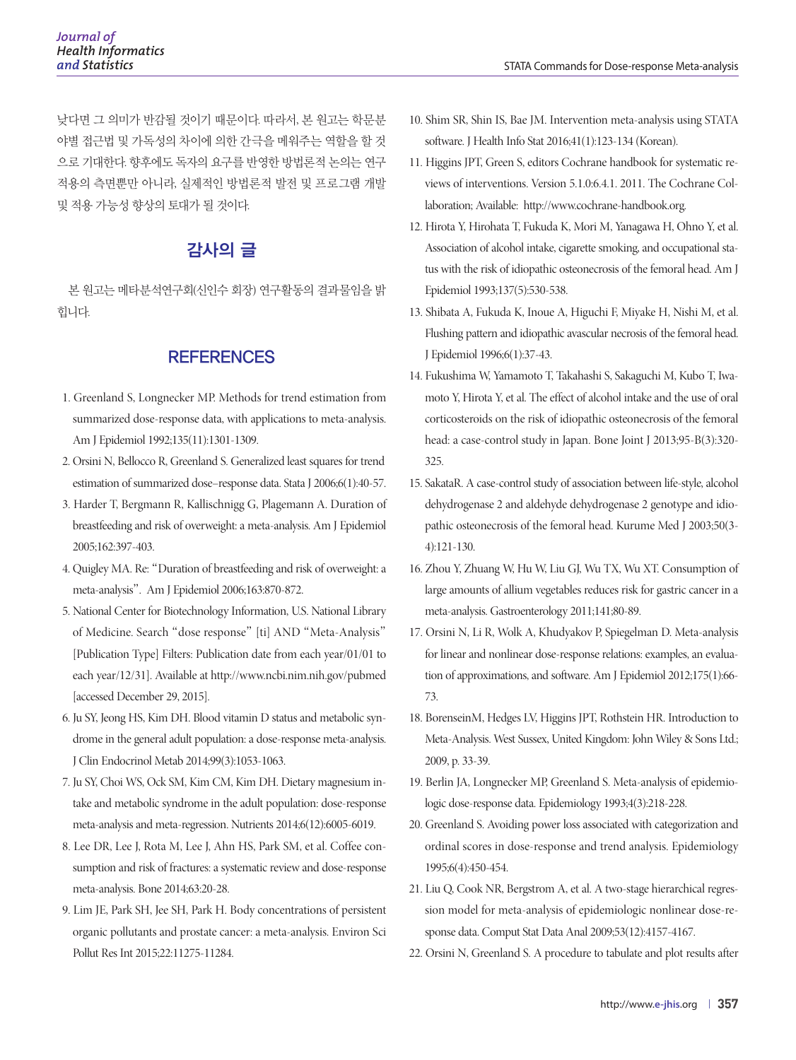낮다면 그 의미가 반감될 것이기 때문이다. 따라서, 본 원고는 학문분야별 접근법 및 가독성의 차이에 의한 간극을 메워주는 역할을 할 것으로 기대한다. 향후에도 독자의 요구를 반영한 방법론적 논의는 연구적용의 측면뿐만 아니라, 실제적인 방법론적 발전 및 프로그램 개발 및 적용 가능성 향상의 토대가 될 것이다.

## 감사의 글

본 원고는 메타분석연구회(신인수 회장) 연구활동의 결과물임을 밝힙니다.

## REFERENCES

1. Greenland S, Longnecker MP. Methods for trend estimation from summarized dose-response data, with applications to meta-analysis. Am J Epidemiol 1992;135(11):1301-1309.
2. Orsini N, Bellocco R, Greenland S. Generalized least squares for trend estimation of summarized dose–response data. Stata J 2006;6(1):40-57.
3. Harder T, Bergmann R, Kallischnigg G, Plagemann A. Duration of breastfeeding and risk of overweight: a meta-analysis. Am J Epidemiol 2005;162:397-403.
4. Quigley MA. Re: "Duration of breastfeeding and risk of overweight: a meta-analysis". Am J Epidemiol 2006;163:870-872.
5. National Center for Biotechnology Information, U.S. National Library of Medicine. Search "dose response" [ti] AND "Meta-Analysis" [Publication Type] Filters: Publication date from each year/01/01 to each year/12/31]. Available at http://www.ncbi.nim.nih.gov/pubmed [accessed December 29, 2015].
6. Ju SY, Jeong HS, Kim DH. Blood vitamin D status and metabolic syndrome in the general adult population: a dose-response meta-analysis. J Clin Endocrinol Metab 2014;99(3):1053-1063.
7. Ju SY, Choi WS, Ock SM, Kim CM, Kim DH. Dietary magnesium intake and metabolic syndrome in the adult population: dose-response meta-analysis and meta-regression. Nutrients 2014;6(12):6005-6019.
8. Lee DR, Lee J, Rota M, Lee J, Ahn HS, Park SM, et al. Coffee consumption and risk of fractures: a systematic review and dose-response meta-analysis. Bone 2014;63:20-28.
9. Lim JE, Park SH, Jee SH, Park H. Body concentrations of persistent organic pollutants and prostate cancer: a meta-analysis. Environ Sci Pollut Res Int 2015;22:11275-11284.
10. Shim SR, Shin IS, Bae JM. Intervention meta-analysis using STATA software. J Health Info Stat 2016;41(1):123-134 (Korean).
11. Higgins JPT, Green S, editors Cochrane handbook for systematic reviews of interventions. Version 5.1.0:6.4.1. 2011. The Cochrane Collaboration; Available: http://www.cochrane-handbook.org.
12. Hirota Y, Hirohata T, Fukuda K, Mori M, Yanagawa H, Ohno Y, et al. Association of alcohol intake, cigarette smoking, and occupational status with the risk of idiopathic osteonecrosis of the femoral head. Am J Epidemiol 1993;137(5):530-538.
13. Shibata A, Fukuda K, Inoue A, Higuchi F, Miyake H, Nishi M, et al. Flushing pattern and idiopathic avascular necrosis of the femoral head. J Epidemiol 1996;6(1):37-43.
14. Fukushima W, Yamamoto T, Takahashi S, Sakaguchi M, Kubo T, Iwamoto Y, Hirota Y, et al. The effect of alcohol intake and the use of oral corticosteroids on the risk of idiopathic osteonecrosis of the femoral head: a case-control study in Japan. Bone Joint J 2013;95-B(3):320-325.
15. SakataR. A case-control study of association between life-style, alcohol dehydrogenase 2 and aldehyde dehydrogenase 2 genotype and idiopathic osteonecrosis of the femoral head. Kurume Med J 2003;50(3-4):121-130.
16. Zhou Y, Zhuang W, Hu W, Liu GJ, Wu TX, Wu XT. Consumption of large amounts of allium vegetables reduces risk for gastric cancer in a meta-analysis. Gastroenterology 2011;141;80-89.
17. Orsini N, Li R, Wolk A, Khudyakov P, Spiegelman D. Meta-analysis for linear and nonlinear dose-response relations: examples, an evaluation of approximations, and software. Am J Epidemiol 2012;175(1):66-73.
18. BorenseinM, Hedges LV, Higgins JPT, Rothstein HR. Introduction to Meta-Analysis. West Sussex, United Kingdom: John Wiley & Sons Ltd.; 2009, p. 33-39.
19. Berlin JA, Longnecker MP, Greenland S. Meta-analysis of epidemiologic dose-response data. Epidemiology 1993;4(3):218-228.
20. Greenland S. Avoiding power loss associated with categorization and ordinal scores in dose-response and trend analysis. Epidemiology 1995;6(4):450-454.
21. Liu Q, Cook NR, Bergstrom A, et al. A two-stage hierarchical regression model for meta-analysis of epidemiologic nonlinear dose-response data. Comput Stat Data Anal 2009;53(12):4157-4167.
22. Orsini N, Greenland S. A procedure to tabulate and plot results after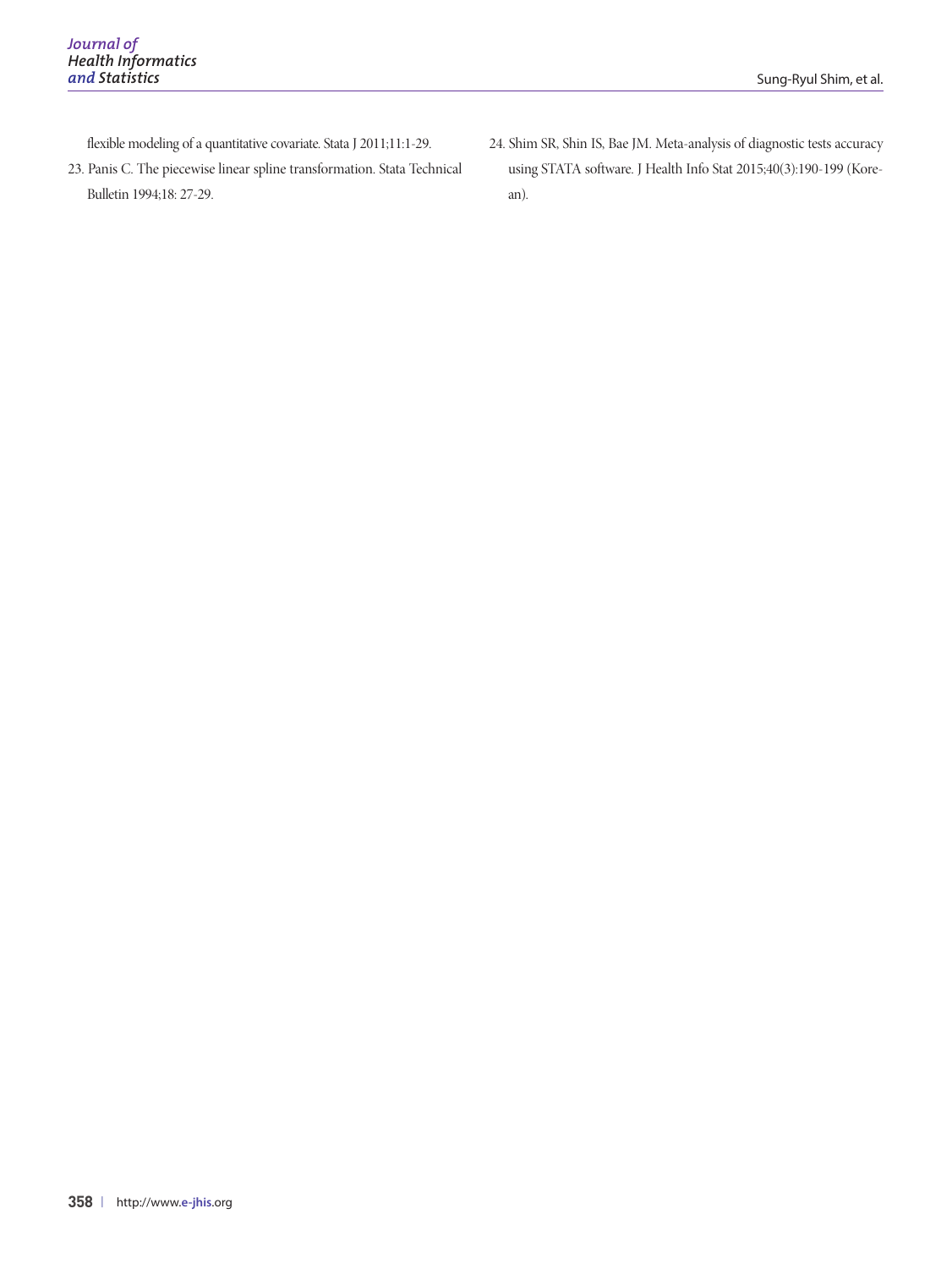flexible modeling of a quantitative covariate. Stata J 2011;11:1-29.

23. Panis C. The piecewise linear spline transformation. Stata Technical Bulletin 1994;18: 27-29.

24. Shim SR, Shin IS, Bae JM. Meta-analysis of diagnostic tests accuracy using STATA software. J Health Info Stat 2015;40(3):190-199 (Korean).